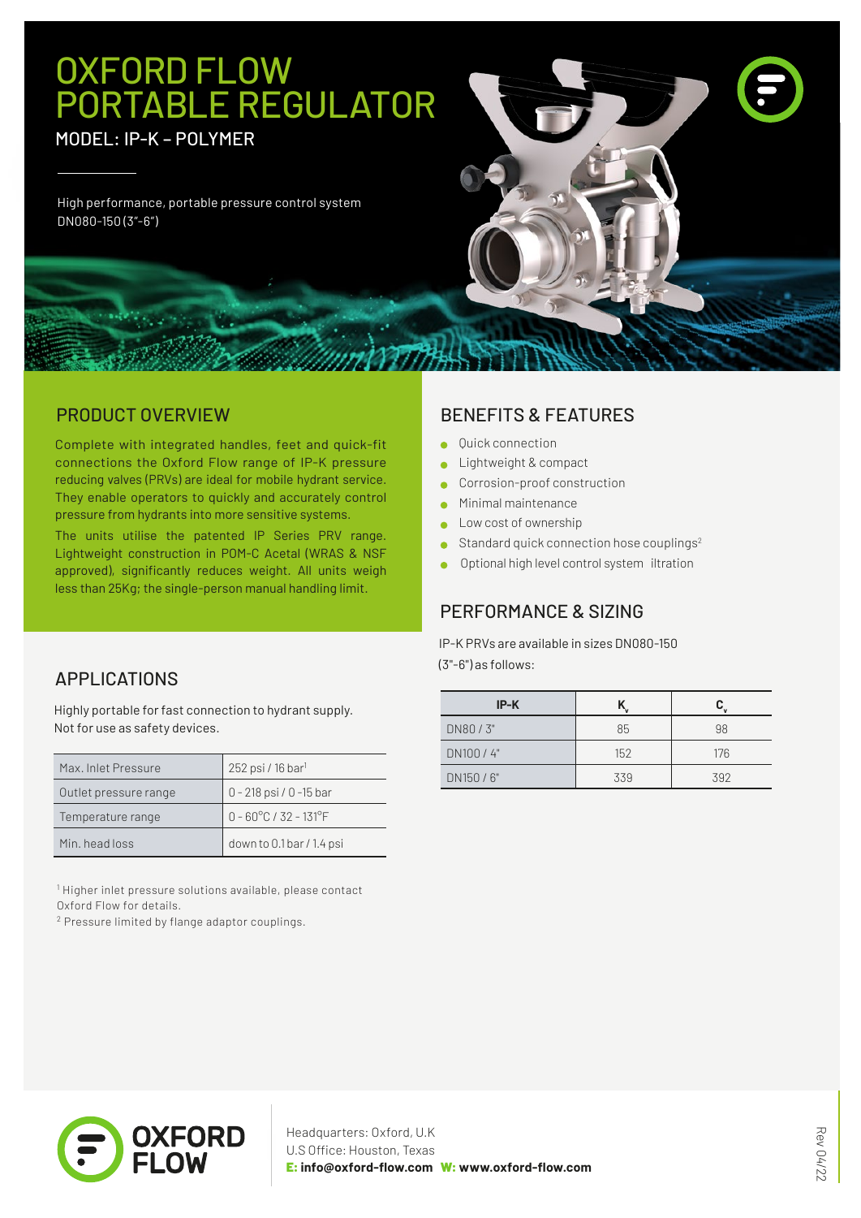# OXFORD FLOW PORTABLE REGULATOR

MODEL: IP-K – POLYMER

High performance, portable pressure control system
DN080-150 (3"-6")

## PRODUCT OVERVIEW

Complete with integrated handles, feet and quick-fit connections the Oxford Flow range of IP-K pressure reducing valves (PRVs) are ideal for mobile hydrant service. They enable operators to quickly and accurately control pressure from hydrants into more sensitive systems.

The units utilise the patented IP Series PRV range. Lightweight construction in POM-C Acetal (WRAS & NSF approved), significantly reduces weight. All units weigh less than 25Kg; the single-person manual handling limit.

## APPLICATIONS

Highly portable for fast connection to hydrant supply. Not for use as safety devices.

| | |
|---|---|
| Max. Inlet Pressure | 252 psi / 16 bar[1] |
| Outlet pressure range | 0 - 218 psi / 0 -15 bar |
| Temperature range | 0 - 60°C / 32 - 131°F |
| Min. head loss | down to 0.1 bar / 1.4 psi |

[1] Higher inlet pressure solutions available, please contact Oxford Flow for details.

[2] Pressure limited by flange adaptor couplings.

## BENEFITS & FEATURES

- Quick connection
- Lightweight & compact
- Corrosion-proof construction
- Minimal maintenance
- Low cost of ownership
- Standard quick connection hose couplings[2]
- Optional high level control system iltration

## PERFORMANCE & SIZING

IP-K PRVs are available in sizes DN080-150 (3"-6") as follows:

| IP-K | $K_v$ | $C_v$ |
|---|---|---|
| DN80 / 3" | 85 | 98 |
| DN100 / 4" | 152 | 176 |
| DN150 / 6" | 339 | 392 |

OXFORD FLOW

Headquarters: Oxford, U.K
U.S Office: Houston, Texas
**E: info@oxford-flow.com W: www.oxford-flow.com**

Rev 04/22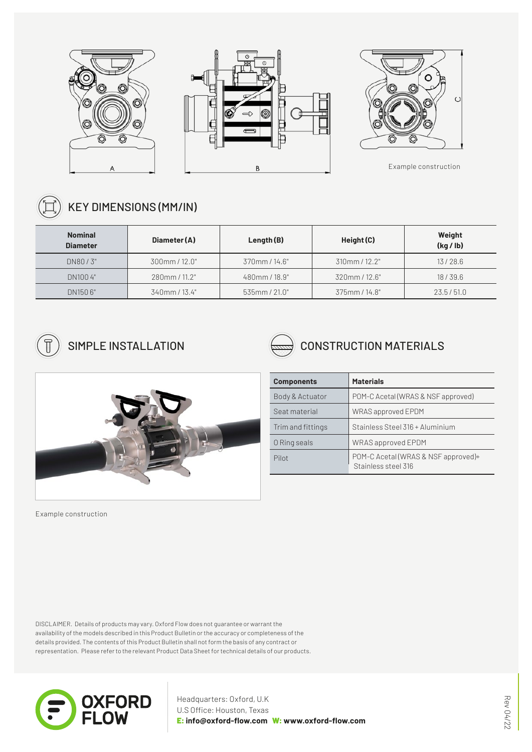A

B

C

Example construction

## KEY DIMENSIONS (MM/IN)

| Nominal Diameter | Diameter (A) | Length (B) | Height (C) | Weight (kg / lb) |
|---|---|---|---|---|
| DN80 / 3" | 300mm / 12.0" | 370mm / 14.6" | 310mm / 12.2" | 13 / 28.6 |
| DN100 4" | 280mm / 11.2" | 480mm / 18.9" | 320mm / 12.6" | 18 / 39.6 |
| DN150 6" | 340mm / 13.4" | 535mm / 21.0" | 375mm / 14.8" | 23.5 / 51.0 |

## SIMPLE INSTALLATION

Example construction

## CONSTRUCTION MATERIALS

| Components | Materials |
|---|---|
| Body & Actuator | POM-C Acetal (WRAS & NSF approved) |
| Seat material | WRAS approved EPDM |
| Trim and fittings | Stainless Steel 316 + Aluminium |
| O Ring seals | WRAS approved EPDM |
| Pilot | POM-C Acetal (WRAS & NSF approved)+ Stainless steel 316 |

DISCLAIMER. Details of products may vary. Oxford Flow does not guarantee or warrant the availability of the models described in this Product Bulletin or the accuracy or completeness of the details provided. The contents of this Product Bulletin shall not form the basis of any contract or representation. Please refer to the relevant Product Data Sheet for technical details of our products.

OXFORD FLOW

Headquarters: Oxford, U.K
U.S Office: Houston, Texas
**E: info@oxford-flow.com W: www.oxford-flow.com**

Rev 04/22